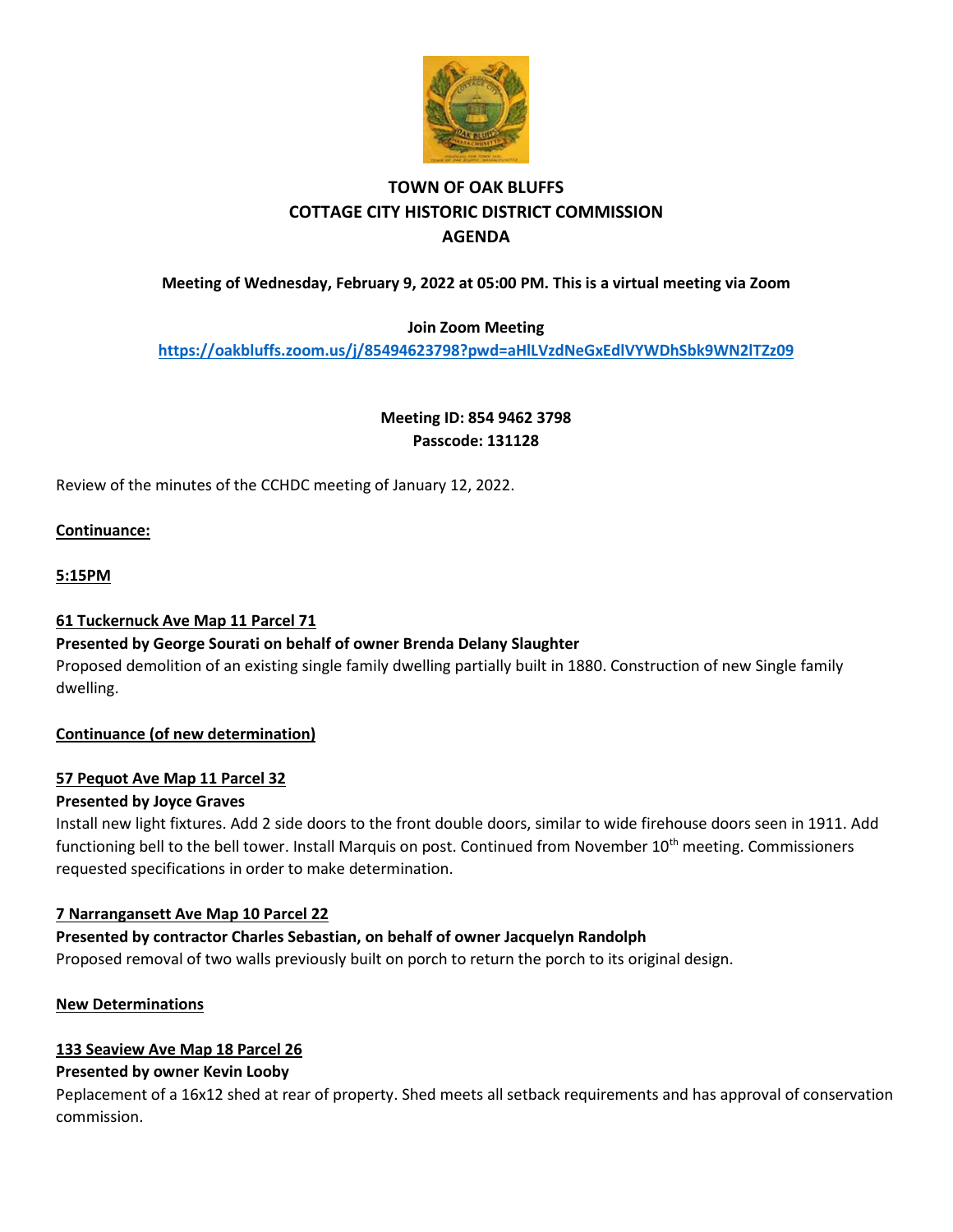# TOWN OF OAK BLUFFS
# COTTAGE CITY HISTORIC DISTRICT COMMISSION
# AGENDA

**Meeting of Wednesday, February 9, 2022 at 05:00 PM. This is a virtual meeting via Zoom**

**Join Zoom Meeting**

**https://oakbluffs.zoom.us/j/85494623798?pwd=aHlLVzdNeGxEdlVYWDhSbk9WN2lTZz09**

**Meeting ID: 854 9462 3798**
**Passcode: 131128**

Review of the minutes of the CCHDC meeting of January 12, 2022.

**Continuance:**

**5:15PM**

**61 Tuckernuck Ave Map 11 Parcel 71**

**Presented by George Sourati on behalf of owner Brenda Delany Slaughter**

Proposed demolition of an existing single family dwelling partially built in 1880. Construction of new Single family dwelling.

**Continuance (of new determination)**

**57 Pequot Ave Map 11 Parcel 32**

**Presented by Joyce Graves**

Install new light fixtures. Add 2 side doors to the front double doors, similar to wide firehouse doors seen in 1911. Add functioning bell to the bell tower. Install Marquis on post. Continued from November 10th meeting. Commissioners requested specifications in order to make determination.

**7 Narrangansett Ave Map 10 Parcel 22**

**Presented by contractor Charles Sebastian, on behalf of owner Jacquelyn Randolph**

Proposed removal of two walls previously built on porch to return the porch to its original design.

**New Determinations**

**133 Seaview Ave Map 18 Parcel 26**

**Presented by owner Kevin Looby**

Peplacement of a 16x12 shed at rear of property. Shed meets all setback requirements and has approval of conservation commission.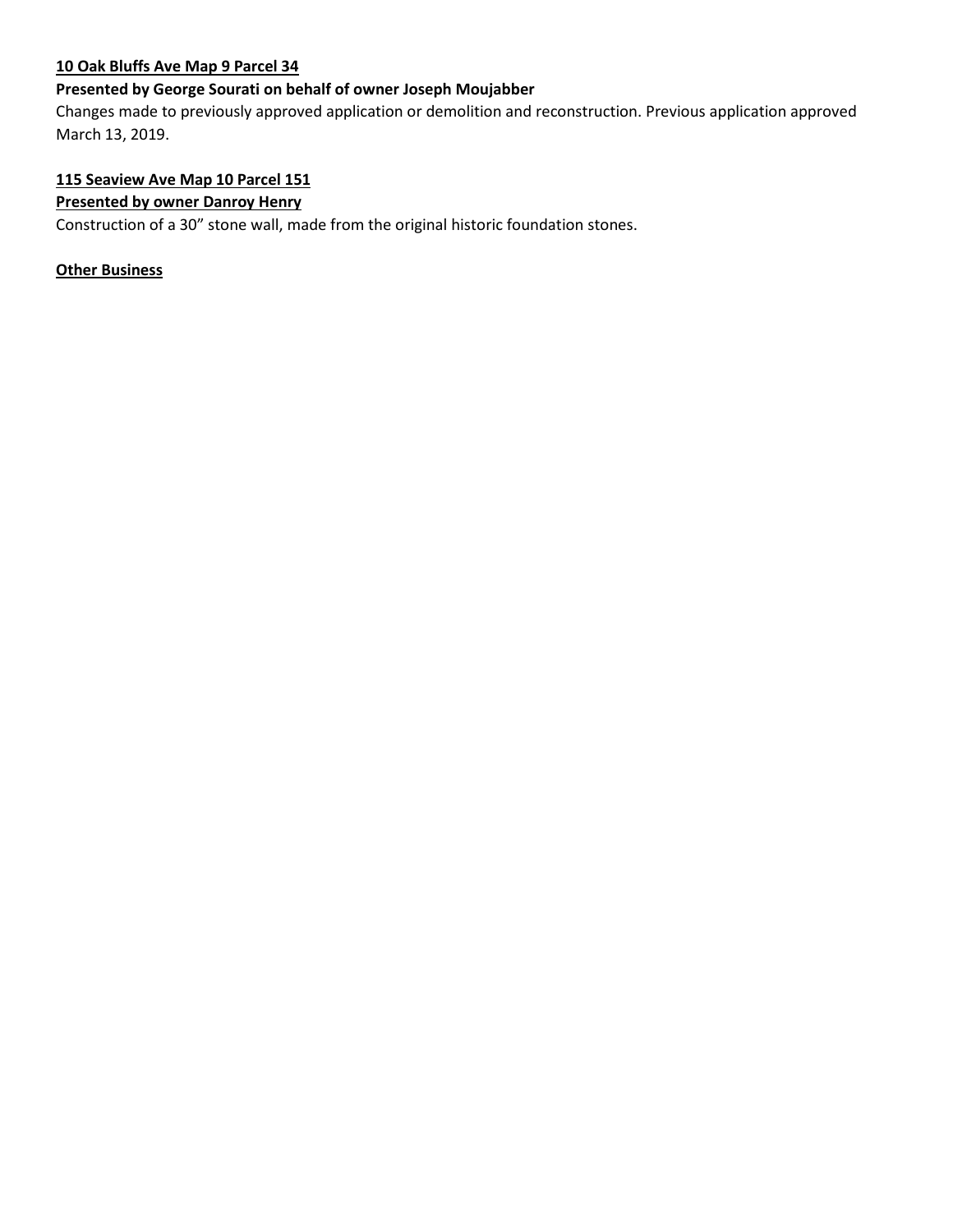**<u>10 Oak Bluffs Ave Map 9 Parcel 34</u>**

**Presented by George Sourati on behalf of owner Joseph Moujabber**

Changes made to previously approved application or demolition and reconstruction. Previous application approved March 13, 2019.

**<u>115 Seaview Ave Map 10 Parcel 151</u>**

**<u>Presented by owner Danroy Henry</u>**

Construction of a 30" stone wall, made from the original historic foundation stones.

**<u>Other Business</u>**